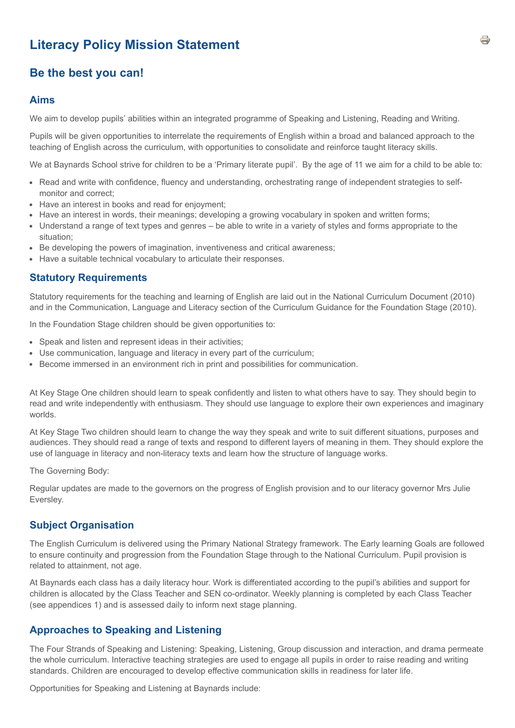# Literacy Policy Mission Statement

## Be the best you can!

### Aims

We aim to develop pupils' abilities within an integrated programme of Speaking and Listening, Reading and Writing.

Pupils will be given opportunities to interrelate the requirements of English within a broad and balanced approach to the teaching of English across the curriculum, with opportunities to consolidate and reinforce taught literacy skills.

We at Baynards School strive for children to be a 'Primary literate pupil'. By the age of 11 we aim for a child to be able to:

- Read and write with confidence, fluency and understanding, orchestrating range of independent strategies to self-monitor and correct;
- Have an interest in books and read for enjoyment;
- Have an interest in words, their meanings; developing a growing vocabulary in spoken and written forms;
- Understand a range of text types and genres – be able to write in a variety of styles and forms appropriate to the situation;
- Be developing the powers of imagination, inventiveness and critical awareness;
- Have a suitable technical vocabulary to articulate their responses.

### Statutory Requirements

Statutory requirements for the teaching and learning of English are laid out in the National Curriculum Document (2010) and in the Communication, Language and Literacy section of the Curriculum Guidance for the Foundation Stage (2010).

In the Foundation Stage children should be given opportunities to:

- Speak and listen and represent ideas in their activities;
- Use communication, language and literacy in every part of the curriculum;
- Become immersed in an environment rich in print and possibilities for communication.

At Key Stage One children should learn to speak confidently and listen to what others have to say. They should begin to read and write independently with enthusiasm. They should use language to explore their own experiences and imaginary worlds.

At Key Stage Two children should learn to change the way they speak and write to suit different situations, purposes and audiences. They should read a range of texts and respond to different layers of meaning in them. They should explore the use of language in literacy and non-literacy texts and learn how the structure of language works.

The Governing Body:

Regular updates are made to the governors on the progress of English provision and to our literacy governor Mrs Julie Eversley.

### Subject Organisation

The English Curriculum is delivered using the Primary National Strategy framework. The Early learning Goals are followed to ensure continuity and progression from the Foundation Stage through to the National Curriculum. Pupil provision is related to attainment, not age.

At Baynards each class has a daily literacy hour. Work is differentiated according to the pupil's abilities and support for children is allocated by the Class Teacher and SEN co-ordinator. Weekly planning is completed by each Class Teacher (see appendices 1) and is assessed daily to inform next stage planning.

### Approaches to Speaking and Listening

The Four Strands of Speaking and Listening: Speaking, Listening, Group discussion and interaction, and drama permeate the whole curriculum. Interactive teaching strategies are used to engage all pupils in order to raise reading and writing standards. Children are encouraged to develop effective communication skills in readiness for later life.

Opportunities for Speaking and Listening at Baynards include: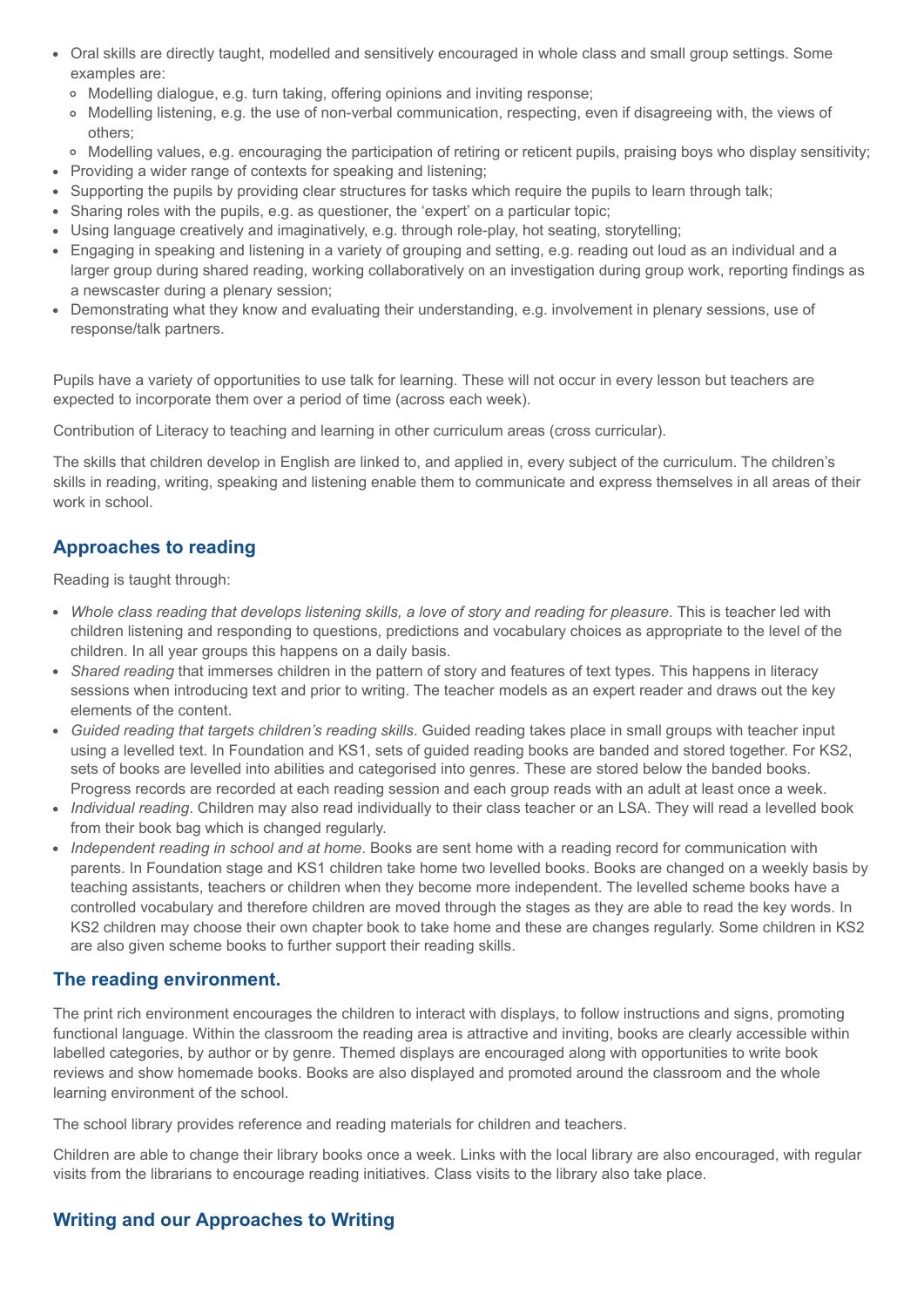- Oral skills are directly taught, modelled and sensitively encouraged in whole class and small group settings. Some examples are:
  - Modelling dialogue, e.g. turn taking, offering opinions and inviting response;
  - Modelling listening, e.g. the use of non-verbal communication, respecting, even if disagreeing with, the views of others;
  - Modelling values, e.g. encouraging the participation of retiring or reticent pupils, praising boys who display sensitivity;
- Providing a wider range of contexts for speaking and listening;
- Supporting the pupils by providing clear structures for tasks which require the pupils to learn through talk;
- Sharing roles with the pupils, e.g. as questioner, the 'expert' on a particular topic;
- Using language creatively and imaginatively, e.g. through role-play, hot seating, storytelling;
- Engaging in speaking and listening in a variety of grouping and setting, e.g. reading out loud as an individual and a larger group during shared reading, working collaboratively on an investigation during group work, reporting findings as a newscaster during a plenary session;
- Demonstrating what they know and evaluating their understanding, e.g. involvement in plenary sessions, use of response/talk partners.

Pupils have a variety of opportunities to use talk for learning. These will not occur in every lesson but teachers are expected to incorporate them over a period of time (across each week).

Contribution of Literacy to teaching and learning in other curriculum areas (cross curricular).

The skills that children develop in English are linked to, and applied in, every subject of the curriculum. The children's skills in reading, writing, speaking and listening enable them to communicate and express themselves in all areas of their work in school.

## Approaches to reading

Reading is taught through:

- *Whole class reading that develops listening skills, a love of story and reading for pleasure.* This is teacher led with children listening and responding to questions, predictions and vocabulary choices as appropriate to the level of the children. In all year groups this happens on a daily basis.
- *Shared reading* that immerses children in the pattern of story and features of text types. This happens in literacy sessions when introducing text and prior to writing. The teacher models as an expert reader and draws out the key elements of the content.
- *Guided reading that targets children's reading skills*. Guided reading takes place in small groups with teacher input using a levelled text. In Foundation and KS1, sets of guided reading books are banded and stored together. For KS2, sets of books are levelled into abilities and categorised into genres. These are stored below the banded books. Progress records are recorded at each reading session and each group reads with an adult at least once a week.
- *Individual reading*. Children may also read individually to their class teacher or an LSA. They will read a levelled book from their book bag which is changed regularly.
- *Independent reading in school and at home*. Books are sent home with a reading record for communication with parents. In Foundation stage and KS1 children take home two levelled books. Books are changed on a weekly basis by teaching assistants, teachers or children when they become more independent. The levelled scheme books have a controlled vocabulary and therefore children are moved through the stages as they are able to read the key words. In KS2 children may choose their own chapter book to take home and these are changes regularly. Some children in KS2 are also given scheme books to further support their reading skills.

## The reading environment.

The print rich environment encourages the children to interact with displays, to follow instructions and signs, promoting functional language. Within the classroom the reading area is attractive and inviting, books are clearly accessible within labelled categories, by author or by genre. Themed displays are encouraged along with opportunities to write book reviews and show homemade books. Books are also displayed and promoted around the classroom and the whole learning environment of the school.

The school library provides reference and reading materials for children and teachers.

Children are able to change their library books once a week. Links with the local library are also encouraged, with regular visits from the librarians to encourage reading initiatives. Class visits to the library also take place.

## Writing and our Approaches to Writing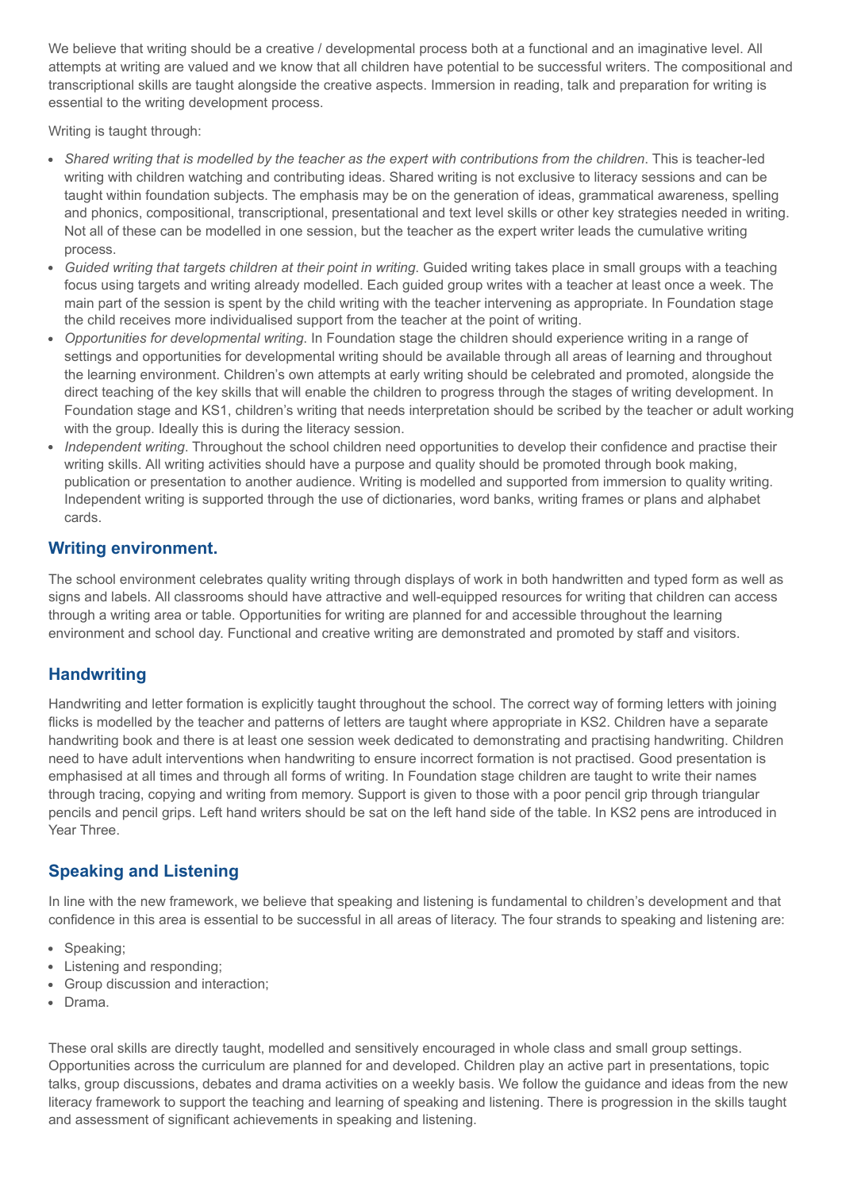We believe that writing should be a creative / developmental process both at a functional and an imaginative level. All attempts at writing are valued and we know that all children have potential to be successful writers. The compositional and transcriptional skills are taught alongside the creative aspects. Immersion in reading, talk and preparation for writing is essential to the writing development process.

Writing is taught through:

- *Shared writing that is modelled by the teacher as the expert with contributions from the children*. This is teacher-led writing with children watching and contributing ideas. Shared writing is not exclusive to literacy sessions and can be taught within foundation subjects. The emphasis may be on the generation of ideas, grammatical awareness, spelling and phonics, compositional, transcriptional, presentational and text level skills or other key strategies needed in writing. Not all of these can be modelled in one session, but the teacher as the expert writer leads the cumulative writing process.
- *Guided writing that targets children at their point in writing*. Guided writing takes place in small groups with a teaching focus using targets and writing already modelled. Each guided group writes with a teacher at least once a week. The main part of the session is spent by the child writing with the teacher intervening as appropriate. In Foundation stage the child receives more individualised support from the teacher at the point of writing.
- *Opportunities for developmental writing*. In Foundation stage the children should experience writing in a range of settings and opportunities for developmental writing should be available through all areas of learning and throughout the learning environment. Children's own attempts at early writing should be celebrated and promoted, alongside the direct teaching of the key skills that will enable the children to progress through the stages of writing development. In Foundation stage and KS1, children's writing that needs interpretation should be scribed by the teacher or adult working with the group. Ideally this is during the literacy session.
- *Independent writing*. Throughout the school children need opportunities to develop their confidence and practise their writing skills. All writing activities should have a purpose and quality should be promoted through book making, publication or presentation to another audience. Writing is modelled and supported from immersion to quality writing. Independent writing is supported through the use of dictionaries, word banks, writing frames or plans and alphabet cards.

## Writing environment.

The school environment celebrates quality writing through displays of work in both handwritten and typed form as well as signs and labels. All classrooms should have attractive and well-equipped resources for writing that children can access through a writing area or table. Opportunities for writing are planned for and accessible throughout the learning environment and school day. Functional and creative writing are demonstrated and promoted by staff and visitors.

## Handwriting

Handwriting and letter formation is explicitly taught throughout the school. The correct way of forming letters with joining flicks is modelled by the teacher and patterns of letters are taught where appropriate in KS2. Children have a separate handwriting book and there is at least one session week dedicated to demonstrating and practising handwriting. Children need to have adult interventions when handwriting to ensure incorrect formation is not practised. Good presentation is emphasised at all times and through all forms of writing. In Foundation stage children are taught to write their names through tracing, copying and writing from memory. Support is given to those with a poor pencil grip through triangular pencils and pencil grips. Left hand writers should be sat on the left hand side of the table. In KS2 pens are introduced in Year Three.

## Speaking and Listening

In line with the new framework, we believe that speaking and listening is fundamental to children's development and that confidence in this area is essential to be successful in all areas of literacy. The four strands to speaking and listening are:

- Speaking;
- Listening and responding;
- Group discussion and interaction;
- Drama.

These oral skills are directly taught, modelled and sensitively encouraged in whole class and small group settings. Opportunities across the curriculum are planned for and developed. Children play an active part in presentations, topic talks, group discussions, debates and drama activities on a weekly basis. We follow the guidance and ideas from the new literacy framework to support the teaching and learning of speaking and listening. There is progression in the skills taught and assessment of significant achievements in speaking and listening.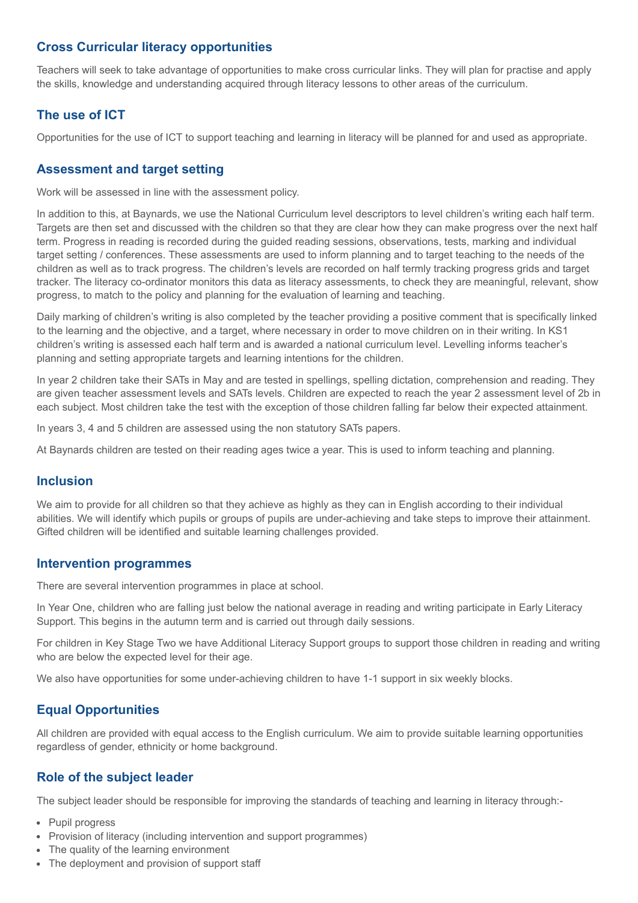## Cross Curricular literacy opportunities

Teachers will seek to take advantage of opportunities to make cross curricular links. They will plan for practise and apply the skills, knowledge and understanding acquired through literacy lessons to other areas of the curriculum.

## The use of ICT

Opportunities for the use of ICT to support teaching and learning in literacy will be planned for and used as appropriate.

## Assessment and target setting

Work will be assessed in line with the assessment policy.

In addition to this, at Baynards, we use the National Curriculum level descriptors to level children's writing each half term. Targets are then set and discussed with the children so that they are clear how they can make progress over the next half term. Progress in reading is recorded during the guided reading sessions, observations, tests, marking and individual target setting / conferences. These assessments are used to inform planning and to target teaching to the needs of the children as well as to track progress. The children's levels are recorded on half termly tracking progress grids and target tracker. The literacy co-ordinator monitors this data as literacy assessments, to check they are meaningful, relevant, show progress, to match to the policy and planning for the evaluation of learning and teaching.

Daily marking of children's writing is also completed by the teacher providing a positive comment that is specifically linked to the learning and the objective, and a target, where necessary in order to move children on in their writing. In KS1 children's writing is assessed each half term and is awarded a national curriculum level. Levelling informs teacher's planning and setting appropriate targets and learning intentions for the children.

In year 2 children take their SATs in May and are tested in spellings, spelling dictation, comprehension and reading. They are given teacher assessment levels and SATs levels. Children are expected to reach the year 2 assessment level of 2b in each subject. Most children take the test with the exception of those children falling far below their expected attainment.

In years 3, 4 and 5 children are assessed using the non statutory SATs papers.

At Baynards children are tested on their reading ages twice a year. This is used to inform teaching and planning.

## Inclusion

We aim to provide for all children so that they achieve as highly as they can in English according to their individual abilities. We will identify which pupils or groups of pupils are under-achieving and take steps to improve their attainment. Gifted children will be identified and suitable learning challenges provided.

## Intervention programmes

There are several intervention programmes in place at school.

In Year One, children who are falling just below the national average in reading and writing participate in Early Literacy Support. This begins in the autumn term and is carried out through daily sessions.

For children in Key Stage Two we have Additional Literacy Support groups to support those children in reading and writing who are below the expected level for their age.

We also have opportunities for some under-achieving children to have 1-1 support in six weekly blocks.

## Equal Opportunities

All children are provided with equal access to the English curriculum. We aim to provide suitable learning opportunities regardless of gender, ethnicity or home background.

## Role of the subject leader

The subject leader should be responsible for improving the standards of teaching and learning in literacy through:-

- Pupil progress
- Provision of literacy (including intervention and support programmes)
- The quality of the learning environment
- The deployment and provision of support staff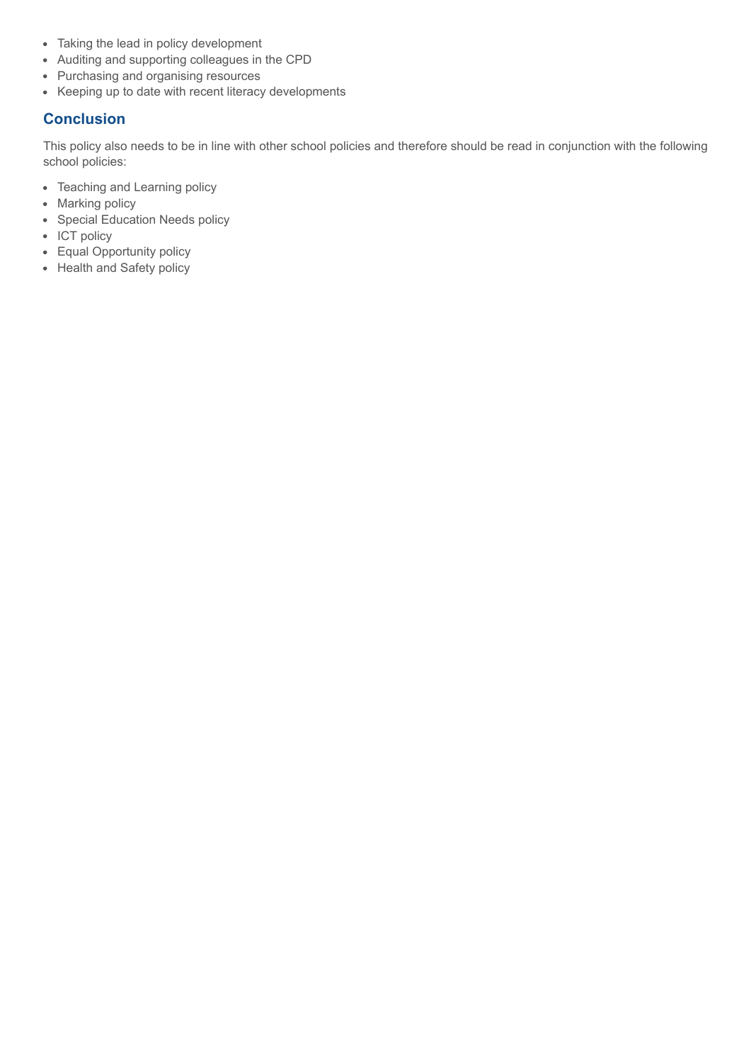- Taking the lead in policy development
- Auditing and supporting colleagues in the CPD
- Purchasing and organising resources
- Keeping up to date with recent literacy developments

## Conclusion

This policy also needs to be in line with other school policies and therefore should be read in conjunction with the following school policies:

- Teaching and Learning policy
- Marking policy
- Special Education Needs policy
- ICT policy
- Equal Opportunity policy
- Health and Safety policy